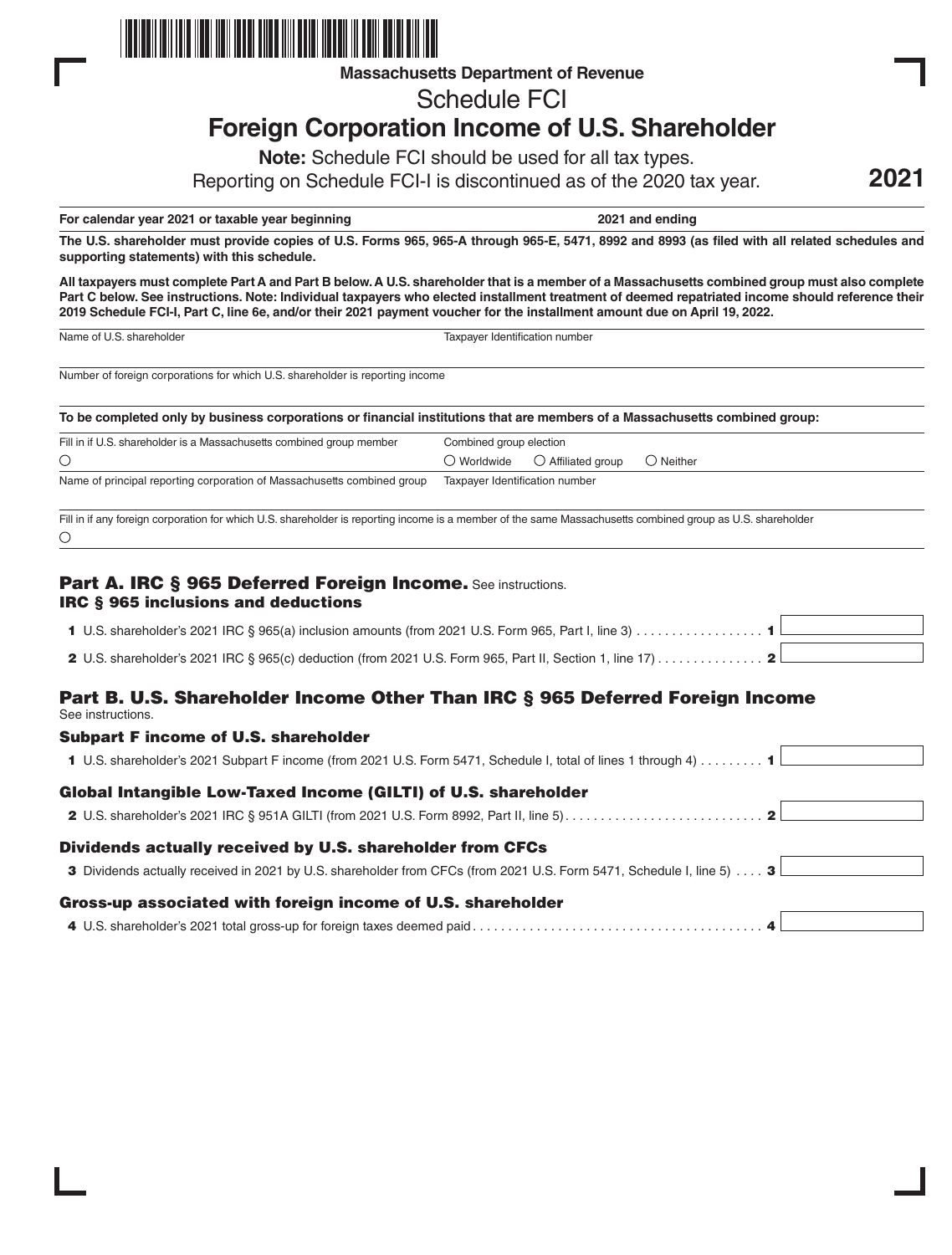Massachusetts Department of Revenue

# Schedule FCI

# Foreign Corporation Income of U.S. Shareholder

**Note:** Schedule FCI should be used for all tax types.

Reporting on Schedule FCI-I is discontinued as of the 2020 tax year.

**2021**

**For calendar year 2021 or taxable year beginning** ______ **2021 and ending** ______

**The U.S. shareholder must provide copies of U.S. Forms 965, 965-A through 965-E, 5471, 8992 and 8993 (as filed with all related schedules and supporting statements) with this schedule.**

**All taxpayers must complete Part A and Part B below. A U.S. shareholder that is a member of a Massachusetts combined group must also complete Part C below. See instructions. Note: Individual taxpayers who elected installment treatment of deemed repatriated income should reference their 2019 Schedule FCI-I, Part C, line 6e, and/or their 2021 payment voucher for the installment amount due on April 19, 2022.**

| Name of U.S. shareholder | Taxpayer Identification number |
|---|---|
| | |

Number of foreign corporations for which U.S. shareholder is reporting income

**To be completed only by business corporations or financial institutions that are members of a Massachusetts combined group:**

| Fill in if U.S. shareholder is a Massachusetts combined group member | Combined group election |
|---|---|
| ○ | ○ Worldwide ○ Affiliated group ○ Neither |
| Name of principal reporting corporation of Massachusetts combined group | Taxpayer Identification number |
| | |

Fill in if any foreign corporation for which U.S. shareholder is reporting income is a member of the same Massachusetts combined group as U.S. shareholder

○

## Part A. IRC § 965 Deferred Foreign Income. See instructions.

### IRC § 965 inclusions and deductions

**1** U.S. shareholder's 2021 IRC § 965(a) inclusion amounts (from 2021 U.S. Form 965, Part I, line 3) . . . . . . . . . . . . . . . . . . **1** ______

**2** U.S. shareholder's 2021 IRC § 965(c) deduction (from 2021 U.S. Form 965, Part II, Section 1, line 17) . . . . . . . . . . . . . . . **2** ______

## Part B. U.S. Shareholder Income Other Than IRC § 965 Deferred Foreign Income

See instructions.

### Subpart F income of U.S. shareholder

**1** U.S. shareholder's 2021 Subpart F income (from 2021 U.S. Form 5471, Schedule I, total of lines 1 through 4) . . . . . . . . . **1** ______

### Global Intangible Low-Taxed Income (GILTI) of U.S. shareholder

**2** U.S. shareholder's 2021 IRC § 951A GILTI (from 2021 U.S. Form 8992, Part II, line 5). . . . . . . . . . . . . . . . . . . . . . . . . . . . **2** ______

### Dividends actually received by U.S. shareholder from CFCs

**3** Dividends actually received in 2021 by U.S. shareholder from CFCs (from 2021 U.S. Form 5471, Schedule I, line 5) . . . . **3** ______

### Gross-up associated with foreign income of U.S. shareholder

**4** U.S. shareholder's 2021 total gross-up for foreign taxes deemed paid . . . . . . . . . . . . . . . . . . . . . . . . . . . . . . . . . . . . . . . . **4** ______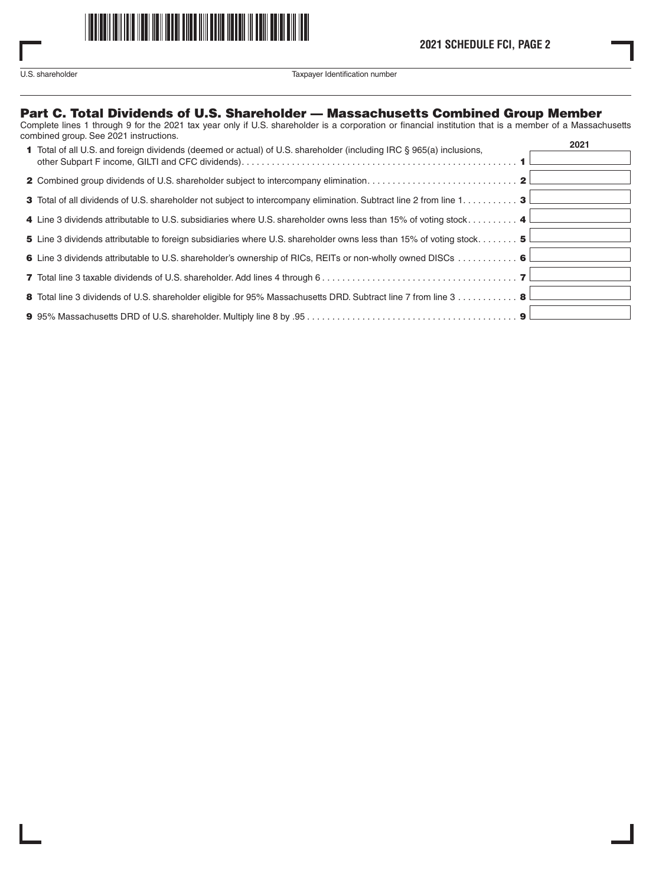U.S. shareholder | Taxpayer Identification number

## Part C. Total Dividends of U.S. Shareholder — Massachusetts Combined Group Member

Complete lines 1 through 9 for the 2021 tax year only if U.S. shareholder is a corporation or financial institution that is a member of a Massachusetts combined group. See 2021 instructions.

| | | 2021 |
|---|---|---|
| **1** Total of all U.S. and foreign dividends (deemed or actual) of U.S. shareholder (including IRC § 965(a) inclusions, other Subpart F income, GILTI and CFC dividends) | **1** | |
| **2** Combined group dividends of U.S. shareholder subject to intercompany elimination | **2** | |
| **3** Total of all dividends of U.S. shareholder not subject to intercompany elimination. Subtract line 2 from line 1 | **3** | |
| **4** Line 3 dividends attributable to U.S. subsidiaries where U.S. shareholder owns less than 15% of voting stock | **4** | |
| **5** Line 3 dividends attributable to foreign subsidiaries where U.S. shareholder owns less than 15% of voting stock | **5** | |
| **6** Line 3 dividends attributable to U.S. shareholder's ownership of RICs, REITs or non-wholly owned DISCs | **6** | |
| **7** Total line 3 taxable dividends of U.S. shareholder. Add lines 4 through 6 | **7** | |
| **8** Total line 3 dividends of U.S. shareholder eligible for 95% Massachusetts DRD. Subtract line 7 from line 3 | **8** | |
| **9** 95% Massachusetts DRD of U.S. shareholder. Multiply line 8 by .95 | **9** | |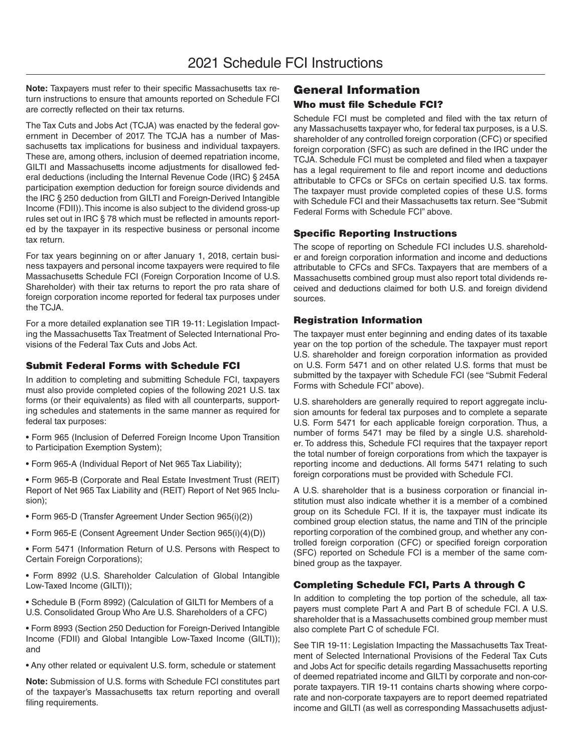# 2021 Schedule FCI Instructions

**Note:** Taxpayers must refer to their specific Massachusetts tax return instructions to ensure that amounts reported on Schedule FCI are correctly reflected on their tax returns.

The Tax Cuts and Jobs Act (TCJA) was enacted by the federal government in December of 2017. The TCJA has a number of Massachusetts tax implications for business and individual taxpayers. These are, among others, inclusion of deemed repatriation income, GILTI and Massachusetts income adjustments for disallowed federal deductions (including the Internal Revenue Code (IRC) § 245A participation exemption deduction for foreign source dividends and the IRC § 250 deduction from GILTI and Foreign-Derived Intangible Income (FDII)). This income is also subject to the dividend gross-up rules set out in IRC § 78 which must be reflected in amounts reported by the taxpayer in its respective business or personal income tax return.

For tax years beginning on or after January 1, 2018, certain business taxpayers and personal income taxpayers were required to file Massachusetts Schedule FCI (Foreign Corporation Income of U.S. Shareholder) with their tax returns to report the pro rata share of foreign corporation income reported for federal tax purposes under the TCJA.

For a more detailed explanation see TIR 19-11: Legislation Impacting the Massachusetts Tax Treatment of Selected International Provisions of the Federal Tax Cuts and Jobs Act.

### Submit Federal Forms with Schedule FCI

In addition to completing and submitting Schedule FCI, taxpayers must also provide completed copies of the following 2021 U.S. tax forms (or their equivalents) as filed with all counterparts, supporting schedules and statements in the same manner as required for federal tax purposes:

- Form 965 (Inclusion of Deferred Foreign Income Upon Transition to Participation Exemption System);
- Form 965-A (Individual Report of Net 965 Tax Liability);
- Form 965-B (Corporate and Real Estate Investment Trust (REIT) Report of Net 965 Tax Liability and (REIT) Report of Net 965 Inclusion);
- Form 965-D (Transfer Agreement Under Section 965(i)(2))
- Form 965-E (Consent Agreement Under Section 965(i)(4)(D))
- Form 5471 (Information Return of U.S. Persons with Respect to Certain Foreign Corporations);
- Form 8992 (U.S. Shareholder Calculation of Global Intangible Low-Taxed Income (GILTI));
- Schedule B (Form 8992) (Calculation of GILTI for Members of a U.S. Consolidated Group Who Are U.S. Shareholders of a CFC)
- Form 8993 (Section 250 Deduction for Foreign-Derived Intangible Income (FDII) and Global Intangible Low-Taxed Income (GILTI)); and
- Any other related or equivalent U.S. form, schedule or statement

**Note:** Submission of U.S. forms with Schedule FCI constitutes part of the taxpayer's Massachusetts tax return reporting and overall filing requirements.

## General Information

### Who must file Schedule FCI?

Schedule FCI must be completed and filed with the tax return of any Massachusetts taxpayer who, for federal tax purposes, is a U.S. shareholder of any controlled foreign corporation (CFC) or specified foreign corporation (SFC) as such are defined in the IRC under the TCJA. Schedule FCI must be completed and filed when a taxpayer has a legal requirement to file and report income and deductions attributable to CFCs or SFCs on certain specified U.S. tax forms. The taxpayer must provide completed copies of these U.S. forms with Schedule FCI and their Massachusetts tax return. See "Submit Federal Forms with Schedule FCI" above.

### Specific Reporting Instructions

The scope of reporting on Schedule FCI includes U.S. shareholder and foreign corporation information and income and deductions attributable to CFCs and SFCs. Taxpayers that are members of a Massachusetts combined group must also report total dividends received and deductions claimed for both U.S. and foreign dividend sources.

### Registration Information

The taxpayer must enter beginning and ending dates of its taxable year on the top portion of the schedule. The taxpayer must report U.S. shareholder and foreign corporation information as provided on U.S. Form 5471 and on other related U.S. forms that must be submitted by the taxpayer with Schedule FCI (see "Submit Federal Forms with Schedule FCI" above).

U.S. shareholders are generally required to report aggregate inclusion amounts for federal tax purposes and to complete a separate U.S. Form 5471 for each applicable foreign corporation. Thus, a number of forms 5471 may be filed by a single U.S. shareholder. To address this, Schedule FCI requires that the taxpayer report the total number of foreign corporations from which the taxpayer is reporting income and deductions. All forms 5471 relating to such foreign corporations must be provided with Schedule FCI.

A U.S. shareholder that is a business corporation or financial institution must also indicate whether it is a member of a combined group on its Schedule FCI. If it is, the taxpayer must indicate its combined group election status, the name and TIN of the principle reporting corporation of the combined group, and whether any controlled foreign corporation (CFC) or specified foreign corporation (SFC) reported on Schedule FCI is a member of the same combined group as the taxpayer.

### Completing Schedule FCI, Parts A through C

In addition to completing the top portion of the schedule, all taxpayers must complete Part A and Part B of schedule FCI. A U.S. shareholder that is a Massachusetts combined group member must also complete Part C of schedule FCI.

See TIR 19-11: Legislation Impacting the Massachusetts Tax Treatment of Selected International Provisions of the Federal Tax Cuts and Jobs Act for specific details regarding Massachusetts reporting of deemed repatriated income and GILTI by corporate and non-corporate taxpayers. TIR 19-11 contains charts showing where corporate and non-corporate taxpayers are to report deemed repatriated income and GILTI (as well as corresponding Massachusetts adjust-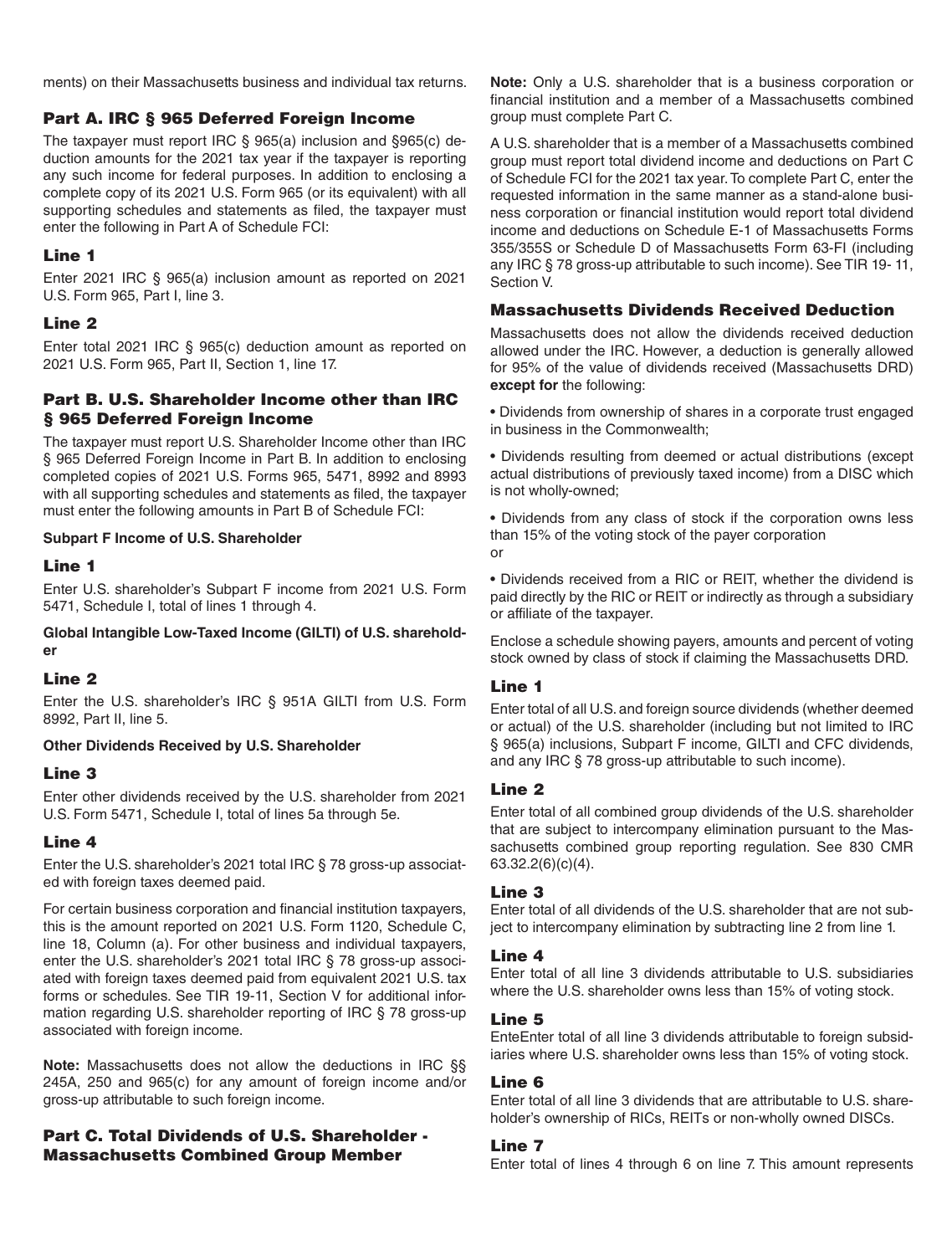ments) on their Massachusetts business and individual tax returns.

## Part A. IRC § 965 Deferred Foreign Income

The taxpayer must report IRC § 965(a) inclusion and §965(c) deduction amounts for the 2021 tax year if the taxpayer is reporting any such income for federal purposes. In addition to enclosing a complete copy of its 2021 U.S. Form 965 (or its equivalent) with all supporting schedules and statements as filed, the taxpayer must enter the following in Part A of Schedule FCI:

### Line 1

Enter 2021 IRC § 965(a) inclusion amount as reported on 2021 U.S. Form 965, Part I, line 3.

### Line 2

Enter total 2021 IRC § 965(c) deduction amount as reported on 2021 U.S. Form 965, Part II, Section 1, line 17.

## Part B. U.S. Shareholder Income other than IRC § 965 Deferred Foreign Income

The taxpayer must report U.S. Shareholder Income other than IRC § 965 Deferred Foreign Income in Part B. In addition to enclosing completed copies of 2021 U.S. Forms 965, 5471, 8992 and 8993 with all supporting schedules and statements as filed, the taxpayer must enter the following amounts in Part B of Schedule FCI:

**Subpart F Income of U.S. Shareholder**

### Line 1

Enter U.S. shareholder's Subpart F income from 2021 U.S. Form 5471, Schedule I, total of lines 1 through 4.

**Global Intangible Low-Taxed Income (GILTI) of U.S. shareholder**

### Line 2

Enter the U.S. shareholder's IRC § 951A GILTI from U.S. Form 8992, Part II, line 5.

**Other Dividends Received by U.S. Shareholder**

### Line 3

Enter other dividends received by the U.S. shareholder from 2021 U.S. Form 5471, Schedule I, total of lines 5a through 5e.

### Line 4

Enter the U.S. shareholder's 2021 total IRC § 78 gross-up associated with foreign taxes deemed paid.

For certain business corporation and financial institution taxpayers, this is the amount reported on 2021 U.S. Form 1120, Schedule C, line 18, Column (a). For other business and individual taxpayers, enter the U.S. shareholder's 2021 total IRC § 78 gross-up associated with foreign taxes deemed paid from equivalent 2021 U.S. tax forms or schedules. See TIR 19-11, Section V for additional information regarding U.S. shareholder reporting of IRC § 78 gross-up associated with foreign income.

**Note:** Massachusetts does not allow the deductions in IRC §§ 245A, 250 and 965(c) for any amount of foreign income and/or gross-up attributable to such foreign income.

## Part C. Total Dividends of U.S. Shareholder - Massachusetts Combined Group Member

**Note:** Only a U.S. shareholder that is a business corporation or financial institution and a member of a Massachusetts combined group must complete Part C.

A U.S. shareholder that is a member of a Massachusetts combined group must report total dividend income and deductions on Part C of Schedule FCI for the 2021 tax year. To complete Part C, enter the requested information in the same manner as a stand-alone business corporation or financial institution would report total dividend income and deductions on Schedule E-1 of Massachusetts Forms 355/355S or Schedule D of Massachusetts Form 63-FI (including any IRC § 78 gross-up attributable to such income). See TIR 19- 11, Section V.

### Massachusetts Dividends Received Deduction

Massachusetts does not allow the dividends received deduction allowed under the IRC. However, a deduction is generally allowed for 95% of the value of dividends received (Massachusetts DRD) **except for** the following:

- Dividends from ownership of shares in a corporate trust engaged in business in the Commonwealth;
- Dividends resulting from deemed or actual distributions (except actual distributions of previously taxed income) from a DISC which is not wholly-owned;
- Dividends from any class of stock if the corporation owns less than 15% of the voting stock of the payer corporation or
- Dividends received from a RIC or REIT, whether the dividend is paid directly by the RIC or REIT or indirectly as through a subsidiary or affiliate of the taxpayer.

Enclose a schedule showing payers, amounts and percent of voting stock owned by class of stock if claiming the Massachusetts DRD.

### Line 1

Enter total of all U.S. and foreign source dividends (whether deemed or actual) of the U.S. shareholder (including but not limited to IRC § 965(a) inclusions, Subpart F income, GILTI and CFC dividends, and any IRC § 78 gross-up attributable to such income).

### Line 2

Enter total of all combined group dividends of the U.S. shareholder that are subject to intercompany elimination pursuant to the Massachusetts combined group reporting regulation. See 830 CMR 63.32.2(6)(c)(4).

### Line 3

Enter total of all dividends of the U.S. shareholder that are not subject to intercompany elimination by subtracting line 2 from line 1.

### Line 4

Enter total of all line 3 dividends attributable to U.S. subsidiaries where the U.S. shareholder owns less than 15% of voting stock.

### Line 5

EnteEnter total of all line 3 dividends attributable to foreign subsidiaries where U.S. shareholder owns less than 15% of voting stock.

### Line 6

Enter total of all line 3 dividends that are attributable to U.S. shareholder's ownership of RICs, REITs or non-wholly owned DISCs.

### Line 7

Enter total of lines 4 through 6 on line 7. This amount represents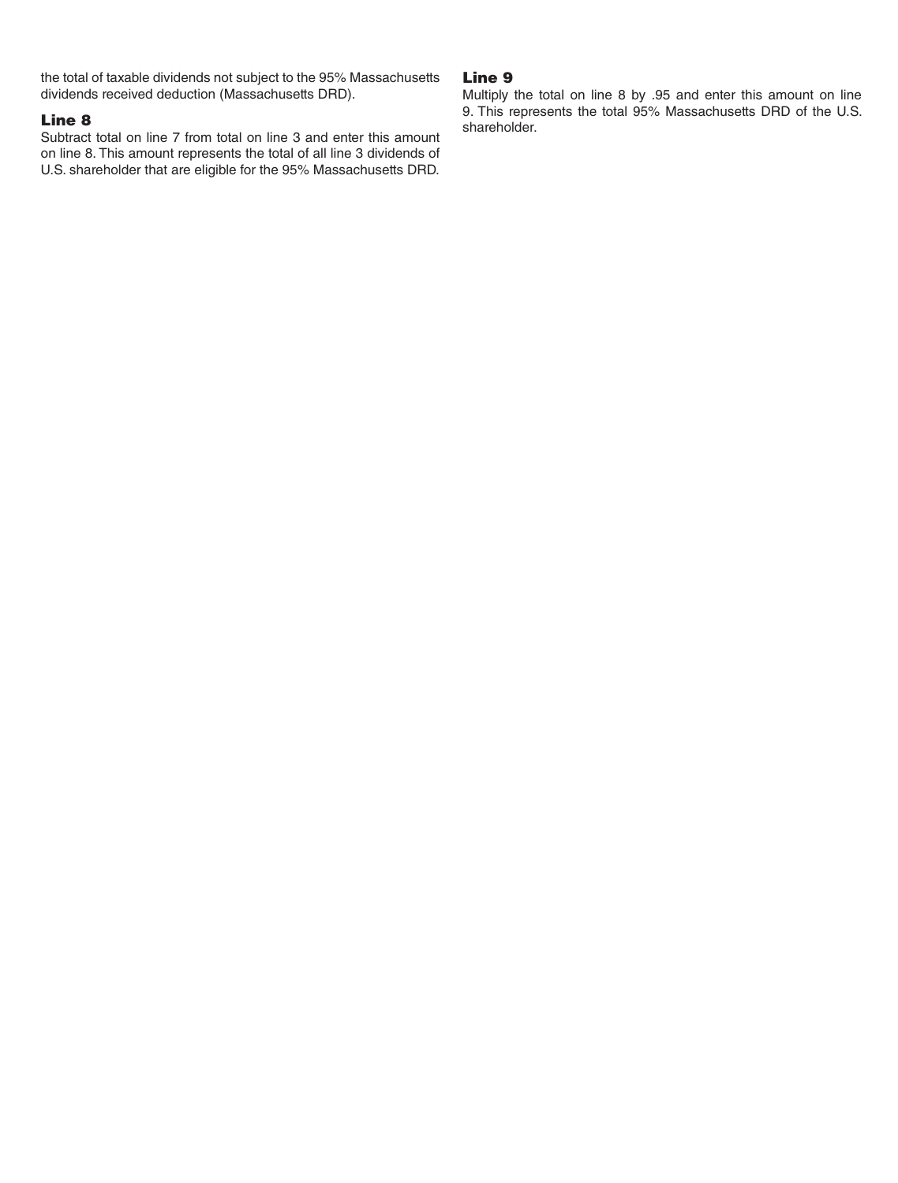the total of taxable dividends not subject to the 95% Massachusetts dividends received deduction (Massachusetts DRD).

### Line 8

Subtract total on line 7 from total on line 3 and enter this amount on line 8. This amount represents the total of all line 3 dividends of U.S. shareholder that are eligible for the 95% Massachusetts DRD.

### Line 9

Multiply the total on line 8 by .95 and enter this amount on line 9. This represents the total 95% Massachusetts DRD of the U.S. shareholder.